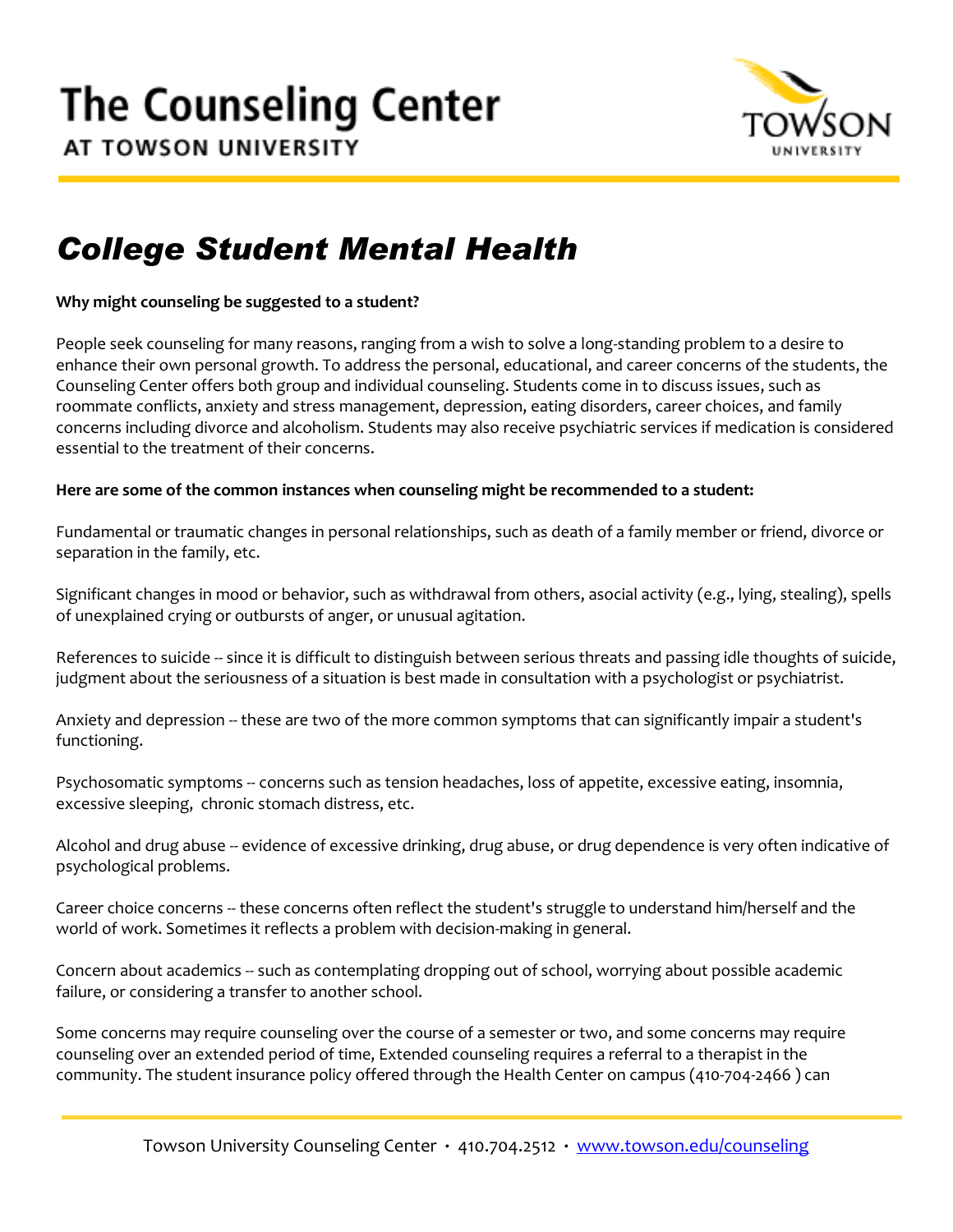# The Counseling Center

**AT TOWSON UNIVERSITY**

## *College Student Mental Health*

**Why might counseling be suggested to a student?**

People seek counseling for many reasons, ranging from a wish to solve a long-standing problem to a desire to enhance their own personal growth. To address the personal, educational, and career concerns of the students, the Counseling Center offers both group and individual counseling. Students come in to discuss issues, such as roommate conflicts, anxiety and stress management, depression, eating disorders, career choices, and family concerns including divorce and alcoholism. Students may also receive psychiatric services if medication is considered essential to the treatment of their concerns.

**Here are some of the common instances when counseling might be recommended to a student:**

Fundamental or traumatic changes in personal relationships, such as death of a family member or friend, divorce or separation in the family, etc.

Significant changes in mood or behavior, such as withdrawal from others, asocial activity (e.g., lying, stealing), spells of unexplained crying or outbursts of anger, or unusual agitation.

References to suicide -- since it is difficult to distinguish between serious threats and passing idle thoughts of suicide, judgment about the seriousness of a situation is best made in consultation with a psychologist or psychiatrist.

Anxiety and depression -- these are two of the more common symptoms that can significantly impair a student's functioning.

Psychosomatic symptoms -- concerns such as tension headaches, loss of appetite, excessive eating, insomnia, excessive sleeping, chronic stomach distress, etc.

Alcohol and drug abuse -- evidence of excessive drinking, drug abuse, or drug dependence is very often indicative of psychological problems.

Career choice concerns -- these concerns often reflect the student's struggle to understand him/herself and the world of work. Sometimes it reflects a problem with decision-making in general.

Concern about academics -- such as contemplating dropping out of school, worrying about possible academic failure, or considering a transfer to another school.

Some concerns may require counseling over the course of a semester or two, and some concerns may require counseling over an extended period of time, Extended counseling requires a referral to a therapist in the community. The student insurance policy offered through the Health Center on campus (410-704-2466 ) can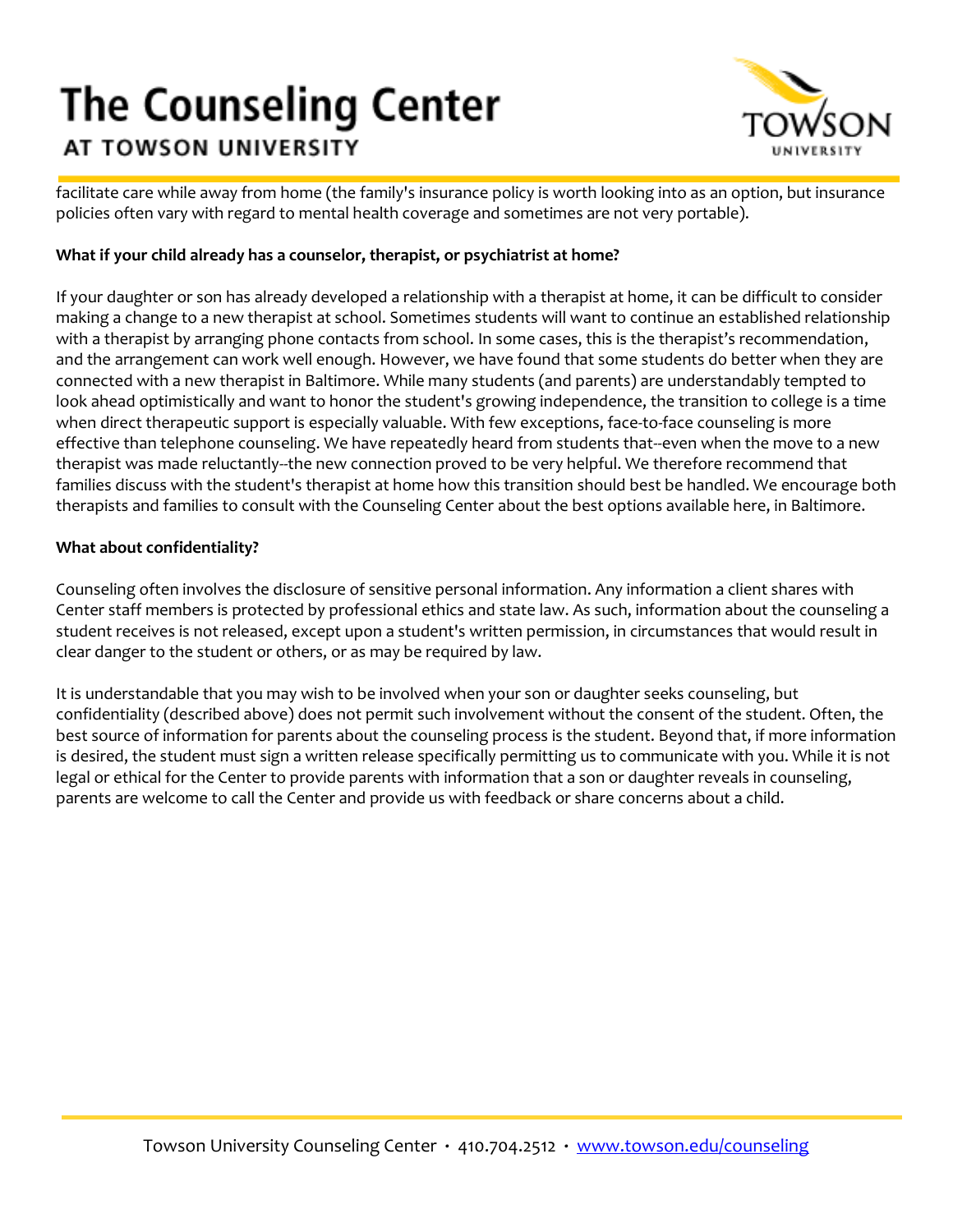facilitate care while away from home (the family's insurance policy is worth looking into as an option, but insurance policies often vary with regard to mental health coverage and sometimes are not very portable).

**What if your child already has a counselor, therapist, or psychiatrist at home?**

If your daughter or son has already developed a relationship with a therapist at home, it can be difficult to consider making a change to a new therapist at school. Sometimes students will want to continue an established relationship with a therapist by arranging phone contacts from school. In some cases, this is the therapist's recommendation, and the arrangement can work well enough. However, we have found that some students do better when they are connected with a new therapist in Baltimore. While many students (and parents) are understandably tempted to look ahead optimistically and want to honor the student's growing independence, the transition to college is a time when direct therapeutic support is especially valuable. With few exceptions, face-to-face counseling is more effective than telephone counseling. We have repeatedly heard from students that--even when the move to a new therapist was made reluctantly--the new connection proved to be very helpful. We therefore recommend that families discuss with the student's therapist at home how this transition should best be handled. We encourage both therapists and families to consult with the Counseling Center about the best options available here, in Baltimore.

**What about confidentiality?**

Counseling often involves the disclosure of sensitive personal information. Any information a client shares with Center staff members is protected by professional ethics and state law. As such, information about the counseling a student receives is not released, except upon a student's written permission, in circumstances that would result in clear danger to the student or others, or as may be required by law.

It is understandable that you may wish to be involved when your son or daughter seeks counseling, but confidentiality (described above) does not permit such involvement without the consent of the student. Often, the best source of information for parents about the counseling process is the student. Beyond that, if more information is desired, the student must sign a written release specifically permitting us to communicate with you. While it is not legal or ethical for the Center to provide parents with information that a son or daughter reveals in counseling, parents are welcome to call the Center and provide us with feedback or share concerns about a child.